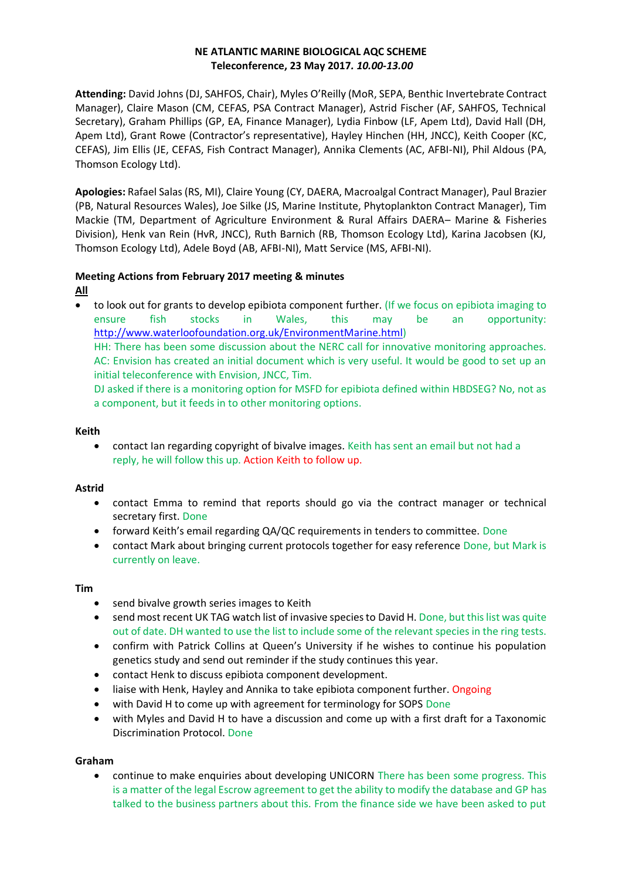**NE ATLANTIC MARINE BIOLOGICAL AQC SCHEME**
**Teleconference, 23 May 2017. *10.00-13.00***

**Attending:** David Johns (DJ, SAHFOS, Chair), Myles O'Reilly (MoR, SEPA, Benthic Invertebrate Contract Manager), Claire Mason (CM, CEFAS, PSA Contract Manager), Astrid Fischer (AF, SAHFOS, Technical Secretary), Graham Phillips (GP, EA, Finance Manager), Lydia Finbow (LF, Apem Ltd), David Hall (DH, Apem Ltd), Grant Rowe (Contractor's representative), Hayley Hinchen (HH, JNCC), Keith Cooper (KC, CEFAS), Jim Ellis (JE, CEFAS, Fish Contract Manager), Annika Clements (AC, AFBI-NI), Phil Aldous (PA, Thomson Ecology Ltd).

**Apologies:** Rafael Salas (RS, MI), Claire Young (CY, DAERA, Macroalgal Contract Manager), Paul Brazier (PB, Natural Resources Wales), Joe Silke (JS, Marine Institute, Phytoplankton Contract Manager), Tim Mackie (TM, Department of Agriculture Environment & Rural Affairs DAERA– Marine & Fisheries Division), Henk van Rein (HvR, JNCC), Ruth Barnich (RB, Thomson Ecology Ltd), Karina Jacobsen (KJ, Thomson Ecology Ltd), Adele Boyd (AB, AFBI-NI), Matt Service (MS, AFBI-NI).

**Meeting Actions from February 2017 meeting & minutes**

**All**

- to look out for grants to develop epibiota component further. (If we focus on epibiota imaging to ensure fish stocks in Wales, this may be an opportunity: http://www.waterloofoundation.org.uk/EnvironmentMarine.html)
  HH: There has been some discussion about the NERC call for innovative monitoring approaches.
  AC: Envision has created an initial document which is very useful. It would be good to set up an initial teleconference with Envision, JNCC, Tim.
  DJ asked if there is a monitoring option for MSFD for epibiota defined within HBDSEG? No, not as a component, but it feeds in to other monitoring options.

**Keith**

- contact Ian regarding copyright of bivalve images. Keith has sent an email but not had a reply, he will follow this up. Action Keith to follow up.

**Astrid**

- contact Emma to remind that reports should go via the contract manager or technical secretary first. Done
- forward Keith's email regarding QA/QC requirements in tenders to committee. Done
- contact Mark about bringing current protocols together for easy reference Done, but Mark is currently on leave.

**Tim**

- send bivalve growth series images to Keith
- send most recent UK TAG watch list of invasive species to David H. Done, but this list was quite out of date. DH wanted to use the list to include some of the relevant species in the ring tests.
- confirm with Patrick Collins at Queen's University if he wishes to continue his population genetics study and send out reminder if the study continues this year.
- contact Henk to discuss epibiota component development.
- liaise with Henk, Hayley and Annika to take epibiota component further. Ongoing
- with David H to come up with agreement for terminology for SOPS Done
- with Myles and David H to have a discussion and come up with a first draft for a Taxonomic Discrimination Protocol. Done

**Graham**

- continue to make enquiries about developing UNICORN There has been some progress. This is a matter of the legal Escrow agreement to get the ability to modify the database and GP has talked to the business partners about this. From the finance side we have been asked to put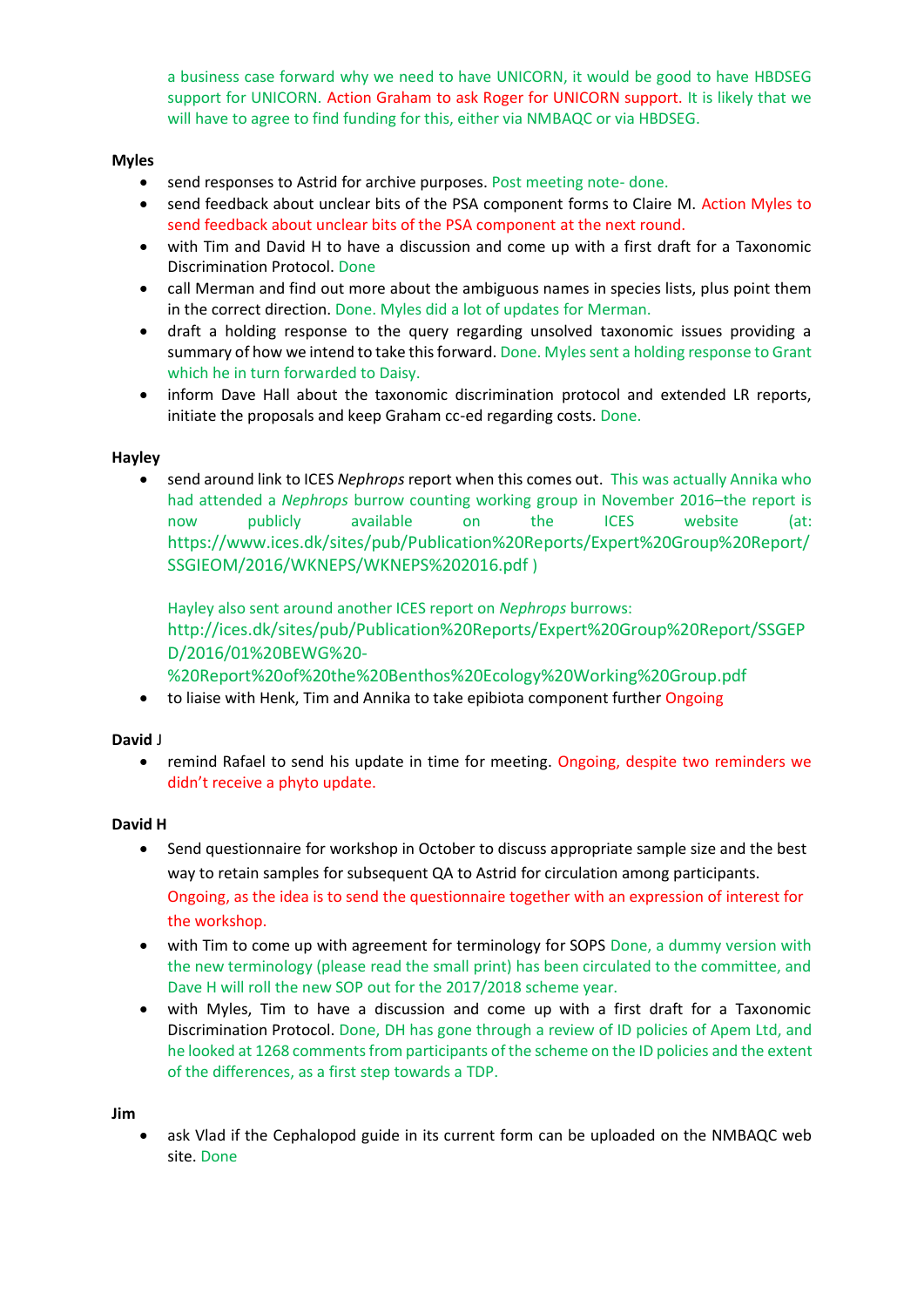a business case forward why we need to have UNICORN, it would be good to have HBDSEG support for UNICORN. Action Graham to ask Roger for UNICORN support. It is likely that we will have to agree to find funding for this, either via NMBAQC or via HBDSEG.

**Myles**

- send responses to Astrid for archive purposes. Post meeting note- done.
- send feedback about unclear bits of the PSA component forms to Claire M. Action Myles to send feedback about unclear bits of the PSA component at the next round.
- with Tim and David H to have a discussion and come up with a first draft for a Taxonomic Discrimination Protocol. Done
- call Merman and find out more about the ambiguous names in species lists, plus point them in the correct direction. Done. Myles did a lot of updates for Merman.
- draft a holding response to the query regarding unsolved taxonomic issues providing a summary of how we intend to take this forward. Done. Myles sent a holding response to Grant which he in turn forwarded to Daisy.
- inform Dave Hall about the taxonomic discrimination protocol and extended LR reports, initiate the proposals and keep Graham cc-ed regarding costs. Done.

**Hayley**

- send around link to ICES *Nephrops* report when this comes out. This was actually Annika who had attended a *Nephrops* burrow counting working group in November 2016–the report is now publicly available on the ICES website (at: https://www.ices.dk/sites/pub/Publication%20Reports/Expert%20Group%20Report/SSGIEOM/2016/WKNEPS/WKNEPS%202016.pdf )

  Hayley also sent around another ICES report on *Nephrops* burrows: http://ices.dk/sites/pub/Publication%20Reports/Expert%20Group%20Report/SSGEPD/2016/01%20BEWG%20-%20Report%20of%20the%20Benthos%20Ecology%20Working%20Group.pdf
- to liaise with Henk, Tim and Annika to take epibiota component further Ongoing

**David J**

- remind Rafael to send his update in time for meeting. Ongoing, despite two reminders we didn't receive a phyto update.

**David H**

- Send questionnaire for workshop in October to discuss appropriate sample size and the best way to retain samples for subsequent QA to Astrid for circulation among participants. Ongoing, as the idea is to send the questionnaire together with an expression of interest for the workshop.
- with Tim to come up with agreement for terminology for SOPS Done, a dummy version with the new terminology (please read the small print) has been circulated to the committee, and Dave H will roll the new SOP out for the 2017/2018 scheme year.
- with Myles, Tim to have a discussion and come up with a first draft for a Taxonomic Discrimination Protocol. Done, DH has gone through a review of ID policies of Apem Ltd, and he looked at 1268 comments from participants of the scheme on the ID policies and the extent of the differences, as a first step towards a TDP.

**Jim**

- ask Vlad if the Cephalopod guide in its current form can be uploaded on the NMBAQC web site. Done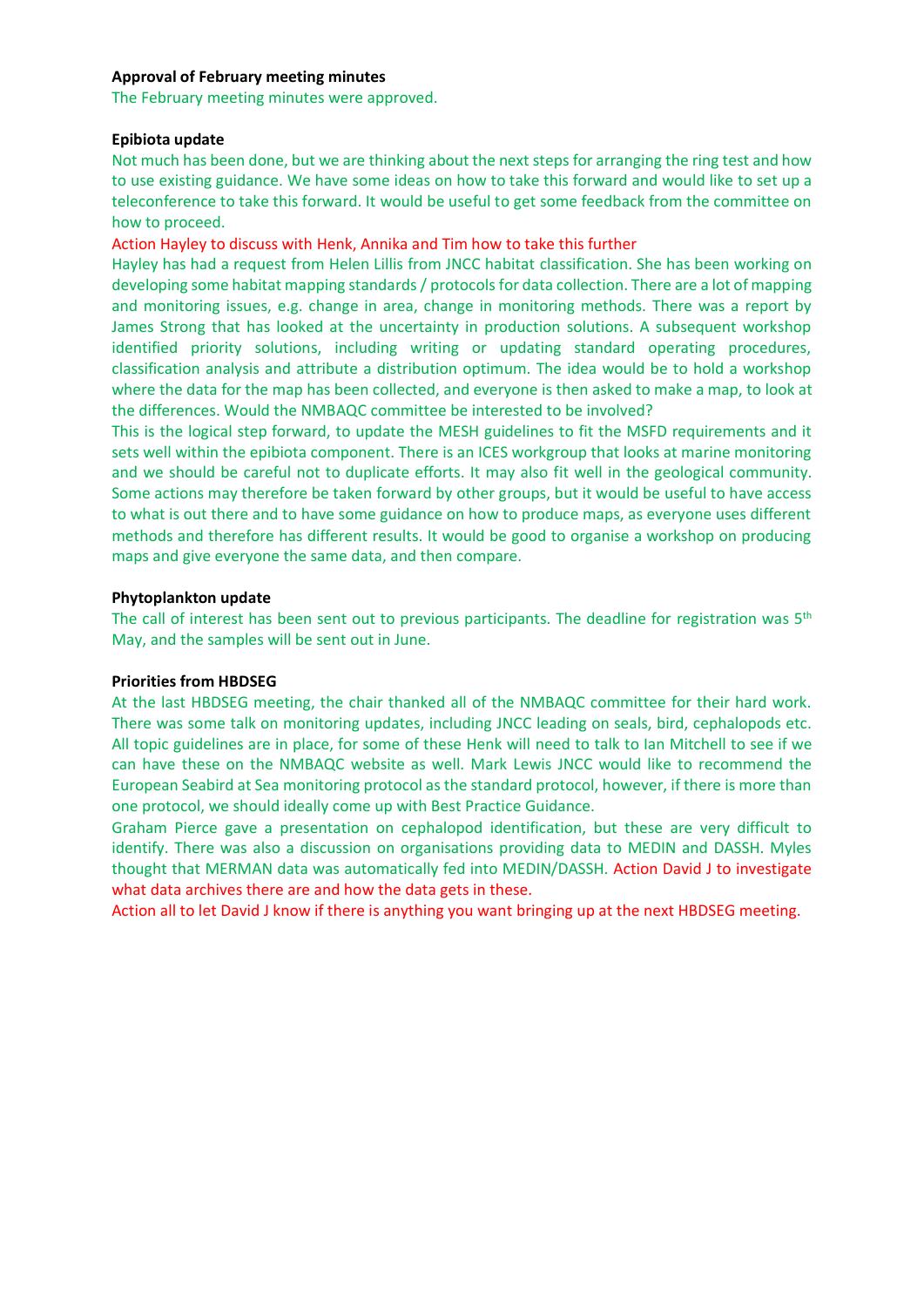**Approval of February meeting minutes**

The February meeting minutes were approved.

**Epibiota update**

Not much has been done, but we are thinking about the next steps for arranging the ring test and how to use existing guidance. We have some ideas on how to take this forward and would like to set up a teleconference to take this forward. It would be useful to get some feedback from the committee on how to proceed.

Action Hayley to discuss with Henk, Annika and Tim how to take this further

Hayley has had a request from Helen Lillis from JNCC habitat classification. She has been working on developing some habitat mapping standards / protocols for data collection. There are a lot of mapping and monitoring issues, e.g. change in area, change in monitoring methods. There was a report by James Strong that has looked at the uncertainty in production solutions. A subsequent workshop identified priority solutions, including writing or updating standard operating procedures, classification analysis and attribute a distribution optimum. The idea would be to hold a workshop where the data for the map has been collected, and everyone is then asked to make a map, to look at the differences. Would the NMBAQC committee be interested to be involved?

This is the logical step forward, to update the MESH guidelines to fit the MSFD requirements and it sets well within the epibiota component. There is an ICES workgroup that looks at marine monitoring and we should be careful not to duplicate efforts. It may also fit well in the geological community. Some actions may therefore be taken forward by other groups, but it would be useful to have access to what is out there and to have some guidance on how to produce maps, as everyone uses different methods and therefore has different results. It would be good to organise a workshop on producing maps and give everyone the same data, and then compare.

**Phytoplankton update**

The call of interest has been sent out to previous participants. The deadline for registration was 5th May, and the samples will be sent out in June.

**Priorities from HBDSEG**

At the last HBDSEG meeting, the chair thanked all of the NMBAQC committee for their hard work. There was some talk on monitoring updates, including JNCC leading on seals, bird, cephalopods etc. All topic guidelines are in place, for some of these Henk will need to talk to Ian Mitchell to see if we can have these on the NMBAQC website as well. Mark Lewis JNCC would like to recommend the European Seabird at Sea monitoring protocol as the standard protocol, however, if there is more than one protocol, we should ideally come up with Best Practice Guidance.

Graham Pierce gave a presentation on cephalopod identification, but these are very difficult to identify. There was also a discussion on organisations providing data to MEDIN and DASSH. Myles thought that MERMAN data was automatically fed into MEDIN/DASSH. Action David J to investigate what data archives there are and how the data gets in these.

Action all to let David J know if there is anything you want bringing up at the next HBDSEG meeting.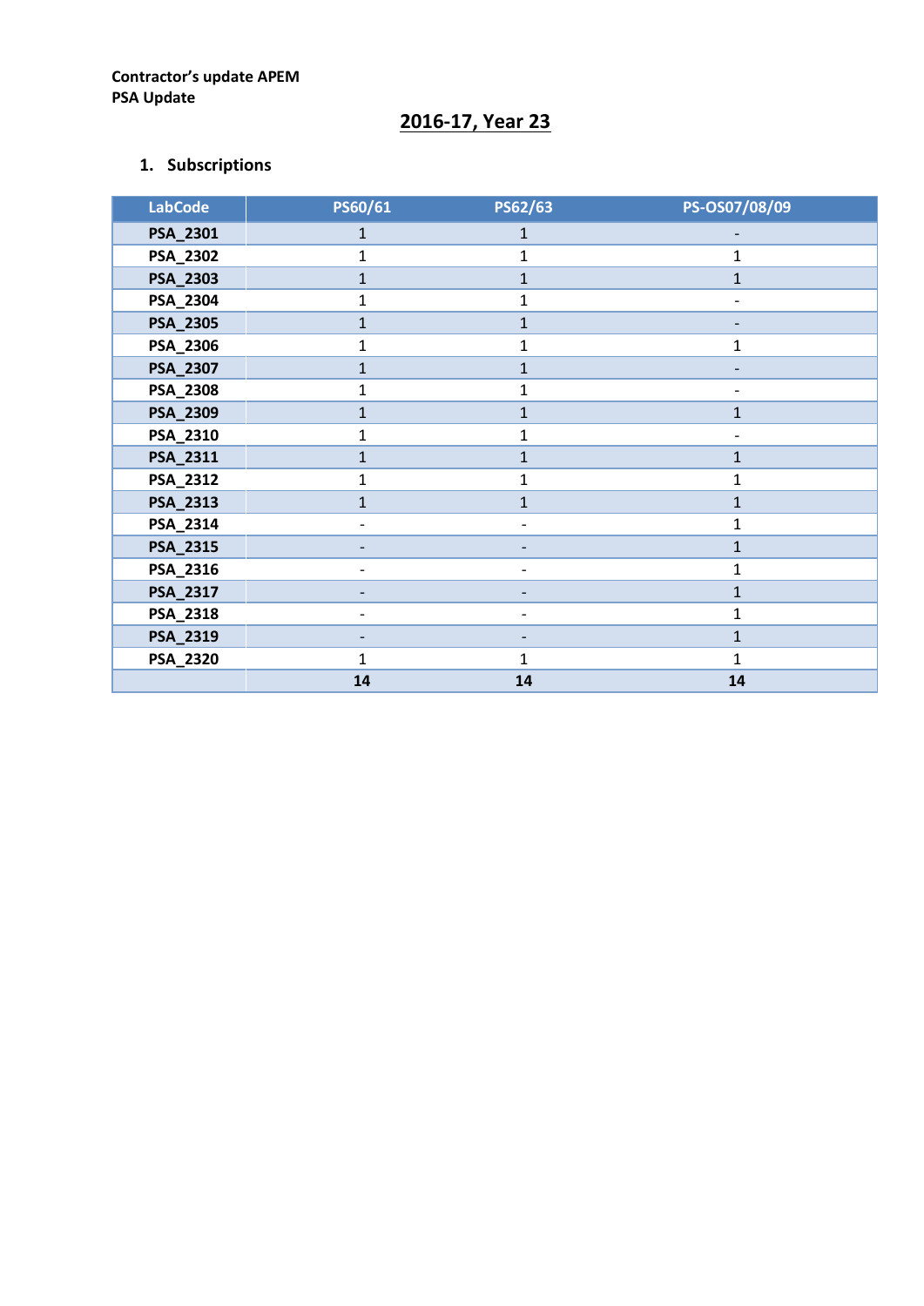**Contractor's update APEM**
**PSA Update**

## 2016-17, Year 23

1. **Subscriptions**

| LabCode | PS60/61 | PS62/63 | PS-OS07/08/09 |
|---|---|---|---|
| **PSA_2301** | 1 | 1 | - |
| **PSA_2302** | 1 | 1 | 1 |
| **PSA_2303** | 1 | 1 | 1 |
| **PSA_2304** | 1 | 1 | - |
| **PSA_2305** | 1 | 1 | - |
| **PSA_2306** | 1 | 1 | 1 |
| **PSA_2307** | 1 | 1 | - |
| **PSA_2308** | 1 | 1 | - |
| **PSA_2309** | 1 | 1 | 1 |
| **PSA_2310** | 1 | 1 | - |
| **PSA_2311** | 1 | 1 | 1 |
| **PSA_2312** | 1 | 1 | 1 |
| **PSA_2313** | 1 | 1 | 1 |
| **PSA_2314** | - | - | 1 |
| **PSA_2315** | - | - | 1 |
| **PSA_2316** | - | - | 1 |
| **PSA_2317** | - | - | 1 |
| **PSA_2318** | - | - | 1 |
| **PSA_2319** | - | - | 1 |
| **PSA_2320** | 1 | 1 | 1 |
| | **14** | **14** | **14** |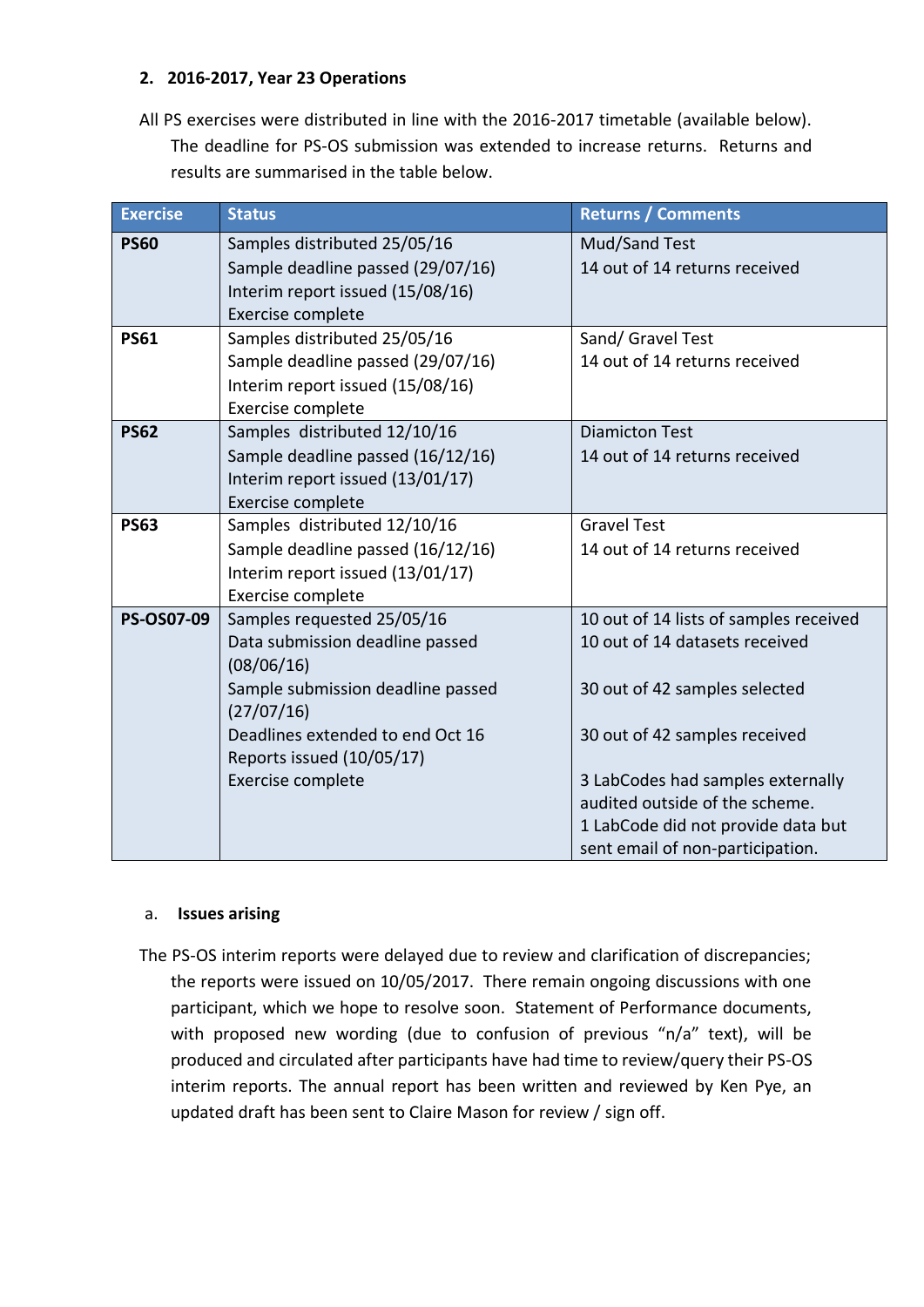## 2. 2016-2017, Year 23 Operations

All PS exercises were distributed in line with the 2016-2017 timetable (available below). The deadline for PS-OS submission was extended to increase returns. Returns and results are summarised in the table below.

| Exercise | Status | Returns / Comments |
|---|---|---|
| **PS60** | Samples distributed 25/05/16<br>Sample deadline passed (29/07/16)<br>Interim report issued (15/08/16)<br>Exercise complete | Mud/Sand Test<br>14 out of 14 returns received |
| **PS61** | Samples distributed 25/05/16<br>Sample deadline passed (29/07/16)<br>Interim report issued (15/08/16)<br>Exercise complete | Sand/ Gravel Test<br>14 out of 14 returns received |
| **PS62** | Samples distributed 12/10/16<br>Sample deadline passed (16/12/16)<br>Interim report issued (13/01/17)<br>Exercise complete | Diamicton Test<br>14 out of 14 returns received |
| **PS63** | Samples distributed 12/10/16<br>Sample deadline passed (16/12/16)<br>Interim report issued (13/01/17)<br>Exercise complete | Gravel Test<br>14 out of 14 returns received |
| **PS-OS07-09** | Samples requested 25/05/16<br>Data submission deadline passed (08/06/16)<br>Sample submission deadline passed (27/07/16)<br>Deadlines extended to end Oct 16<br>Reports issued (10/05/17)<br>Exercise complete | 10 out of 14 lists of samples received<br>10 out of 14 datasets received<br><br>30 out of 42 samples selected<br><br>30 out of 42 samples received<br><br>3 LabCodes had samples externally audited outside of the scheme.<br>1 LabCode did not provide data but sent email of non-participation. |

### a. Issues arising

The PS-OS interim reports were delayed due to review and clarification of discrepancies; the reports were issued on 10/05/2017. There remain ongoing discussions with one participant, which we hope to resolve soon. Statement of Performance documents, with proposed new wording (due to confusion of previous "n/a" text), will be produced and circulated after participants have had time to review/query their PS-OS interim reports. The annual report has been written and reviewed by Ken Pye, an updated draft has been sent to Claire Mason for review / sign off.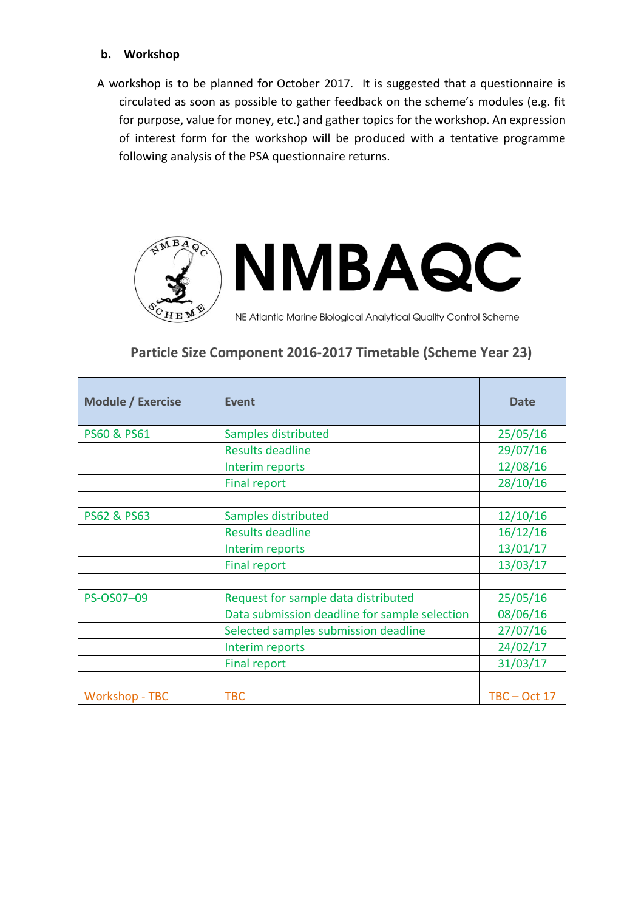### b. Workshop

A workshop is to be planned for October 2017. It is suggested that a questionnaire is circulated as soon as possible to gather feedback on the scheme's modules (e.g. fit for purpose, value for money, etc.) and gather topics for the workshop. An expression of interest form for the workshop will be produced with a tentative programme following analysis of the PSA questionnaire returns.

NMBAQC

NE Atlantic Marine Biological Analytical Quality Control Scheme

## Particle Size Component 2016-2017 Timetable (Scheme Year 23)

| Module / Exercise | Event | Date |
|---|---|---|
| PS60 & PS61 | Samples distributed | 25/05/16 |
| | Results deadline | 29/07/16 |
| | Interim reports | 12/08/16 |
| | Final report | 28/10/16 |
| | | |
| PS62 & PS63 | Samples distributed | 12/10/16 |
| | Results deadline | 16/12/16 |
| | Interim reports | 13/01/17 |
| | Final report | 13/03/17 |
| | | |
| PS-OS07–09 | Request for sample data distributed | 25/05/16 |
| | Data submission deadline for sample selection | 08/06/16 |
| | Selected samples submission deadline | 27/07/16 |
| | Interim reports | 24/02/17 |
| | Final report | 31/03/17 |
| | | |
| Workshop - TBC | TBC | TBC – Oct 17 |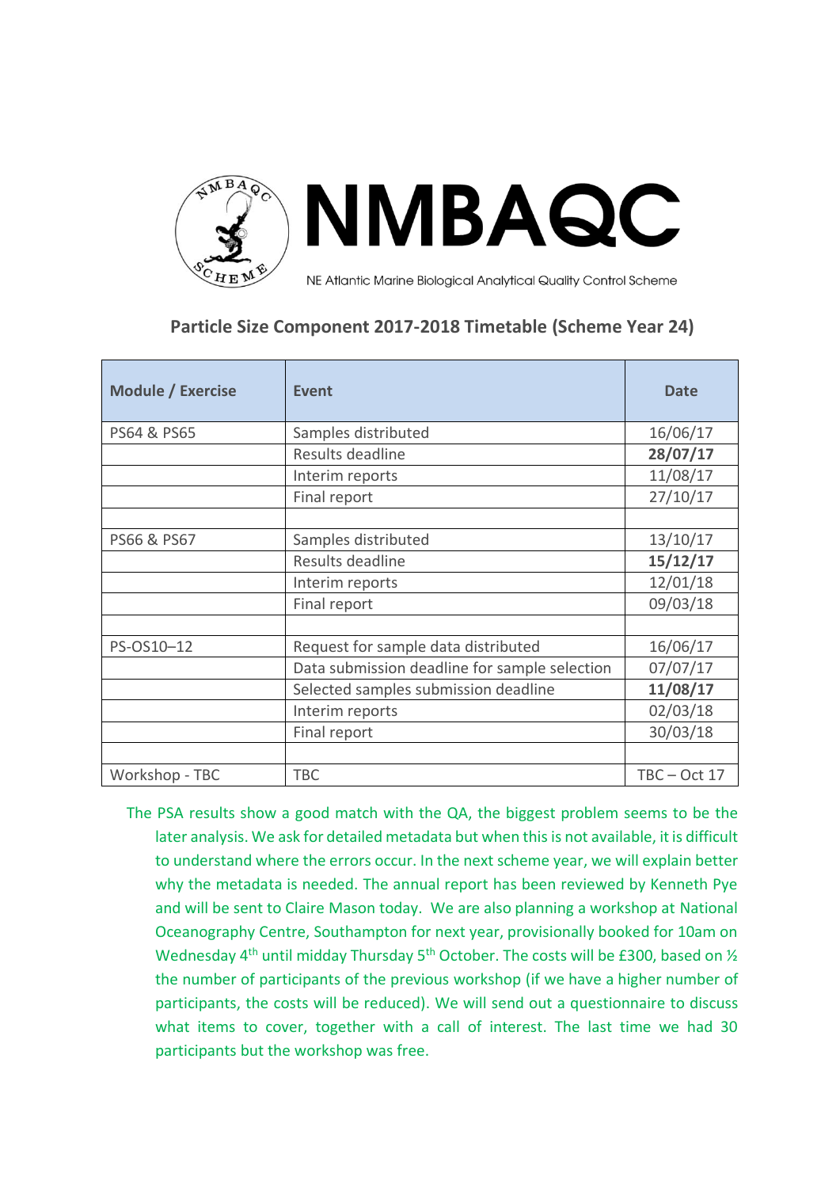NMBAQC

NE Atlantic Marine Biological Analytical Quality Control Scheme

## Particle Size Component 2017-2018 Timetable (Scheme Year 24)

| Module / Exercise | Event | Date |
|---|---|---|
| PS64 & PS65 | Samples distributed | 16/06/17 |
| | Results deadline | **28/07/17** |
| | Interim reports | 11/08/17 |
| | Final report | 27/10/17 |
| | | |
| PS66 & PS67 | Samples distributed | 13/10/17 |
| | Results deadline | **15/12/17** |
| | Interim reports | 12/01/18 |
| | Final report | 09/03/18 |
| | | |
| PS-OS10–12 | Request for sample data distributed | 16/06/17 |
| | Data submission deadline for sample selection | 07/07/17 |
| | Selected samples submission deadline | **11/08/17** |
| | Interim reports | 02/03/18 |
| | Final report | 30/03/18 |
| | | |
| Workshop - TBC | TBC | TBC – Oct 17 |

The PSA results show a good match with the QA, the biggest problem seems to be the later analysis. We ask for detailed metadata but when this is not available, it is difficult to understand where the errors occur. In the next scheme year, we will explain better why the metadata is needed. The annual report has been reviewed by Kenneth Pye and will be sent to Claire Mason today. We are also planning a workshop at National Oceanography Centre, Southampton for next year, provisionally booked for 10am on Wednesday 4th until midday Thursday 5th October. The costs will be £300, based on ½ the number of participants of the previous workshop (if we have a higher number of participants, the costs will be reduced). We will send out a questionnaire to discuss what items to cover, together with a call of interest. The last time we had 30 participants but the workshop was free.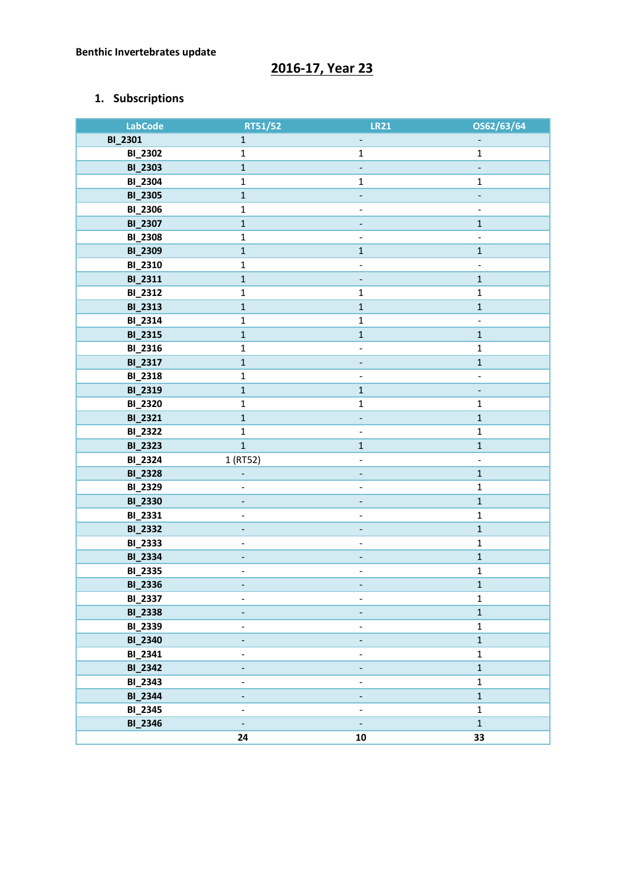**Benthic Invertebrates update**

# 2016-17, Year 23

## 1. Subscriptions

| LabCode | RT51/52 | LR21 | OS62/63/64 |
|---|---|---|---|
| BI_2301 | 1 | - | - |
| BI_2302 | 1 | 1 | 1 |
| BI_2303 | 1 | - | - |
| BI_2304 | 1 | 1 | 1 |
| BI_2305 | 1 | - | - |
| BI_2306 | 1 | - | - |
| BI_2307 | 1 | - | 1 |
| BI_2308 | 1 | - | - |
| BI_2309 | 1 | 1 | 1 |
| BI_2310 | 1 | - | - |
| BI_2311 | 1 | - | 1 |
| BI_2312 | 1 | 1 | 1 |
| BI_2313 | 1 | 1 | 1 |
| BI_2314 | 1 | 1 | - |
| BI_2315 | 1 | 1 | 1 |
| BI_2316 | 1 | - | 1 |
| BI_2317 | 1 | - | 1 |
| BI_2318 | 1 | - | - |
| BI_2319 | 1 | 1 | - |
| BI_2320 | 1 | 1 | 1 |
| BI_2321 | 1 | - | 1 |
| BI_2322 | 1 | - | 1 |
| BI_2323 | 1 | 1 | 1 |
| BI_2324 | 1 (RT52) | - | - |
| BI_2328 | - | - | 1 |
| BI_2329 | - | - | 1 |
| BI_2330 | - | - | 1 |
| BI_2331 | - | - | 1 |
| BI_2332 | - | - | 1 |
| BI_2333 | - | - | 1 |
| BI_2334 | - | - | 1 |
| BI_2335 | - | - | 1 |
| BI_2336 | - | - | 1 |
| BI_2337 | - | - | 1 |
| BI_2338 | - | - | 1 |
| BI_2339 | - | - | 1 |
| BI_2340 | - | - | 1 |
| BI_2341 | - | - | 1 |
| BI_2342 | - | - | 1 |
| BI_2343 | - | - | 1 |
| BI_2344 | - | - | 1 |
| BI_2345 | - | - | 1 |
| BI_2346 | - | - | 1 |
| | **24** | **10** | **33** |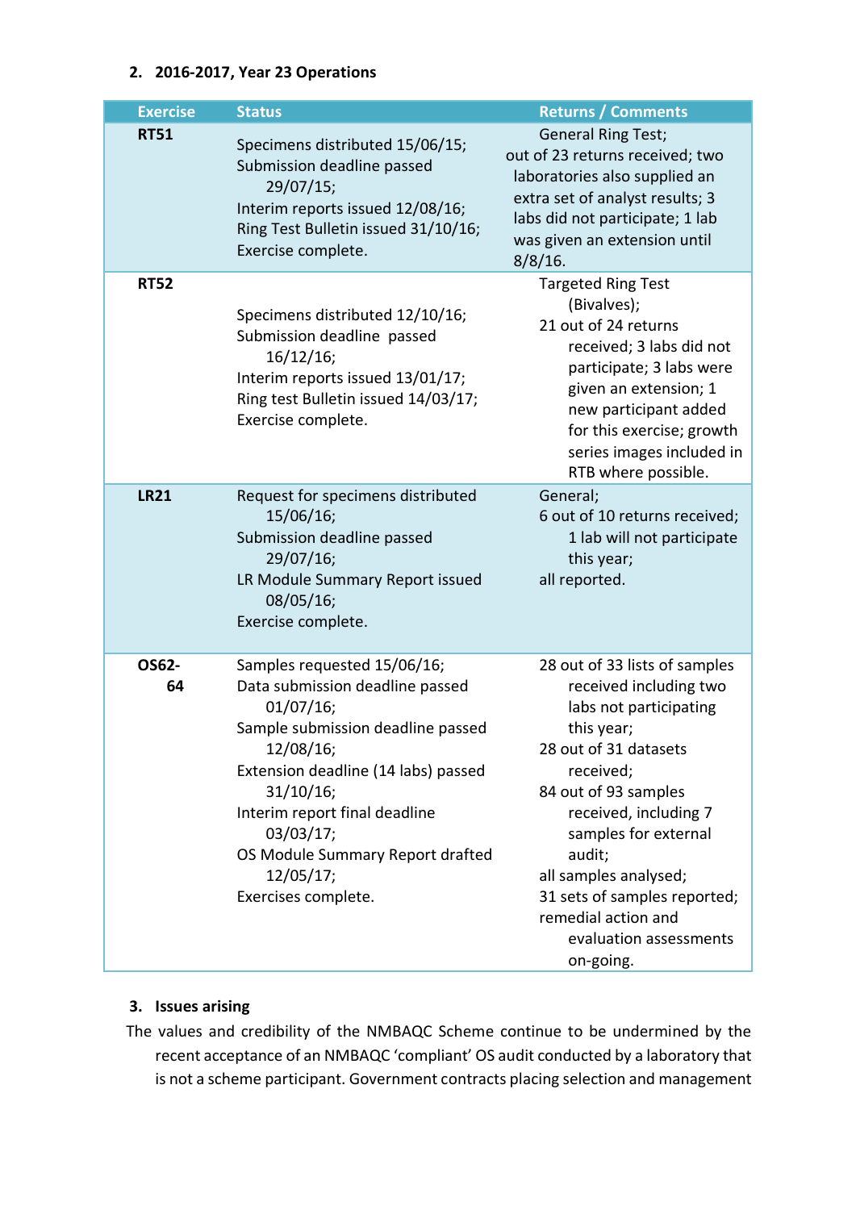## 2. 2016-2017, Year 23 Operations

| Exercise | Status | Returns / Comments |
|---|---|---|
| **RT51** | Specimens distributed 15/06/15; Submission deadline passed 29/07/15; Interim reports issued 12/08/16; Ring Test Bulletin issued 31/10/16; Exercise complete. | General Ring Test; out of 23 returns received; two laboratories also supplied an extra set of analyst results; 3 labs did not participate; 1 lab was given an extension until 8/8/16. |
| **RT52** | Specimens distributed 12/10/16; Submission deadline passed 16/12/16; Interim reports issued 13/01/17; Ring test Bulletin issued 14/03/17; Exercise complete. | Targeted Ring Test (Bivalves); 21 out of 24 returns received; 3 labs did not participate; 3 labs were given an extension; 1 new participant added for this exercise; growth series images included in RTB where possible. |
| **LR21** | Request for specimens distributed 15/06/16; Submission deadline passed 29/07/16; LR Module Summary Report issued 08/05/16; Exercise complete. | General; 6 out of 10 returns received; 1 lab will not participate this year; all reported. |
| **OS62-64** | Samples requested 15/06/16; Data submission deadline passed 01/07/16; Sample submission deadline passed 12/08/16; Extension deadline (14 labs) passed 31/10/16; Interim report final deadline 03/03/17; OS Module Summary Report drafted 12/05/17; Exercises complete. | 28 out of 33 lists of samples received including two labs not participating this year; 28 out of 31 datasets received; 84 out of 93 samples received, including 7 samples for external audit; all samples analysed; 31 sets of samples reported; remedial action and evaluation assessments on-going. |

## 3. Issues arising

The values and credibility of the NMBAQC Scheme continue to be undermined by the recent acceptance of an NMBAQC 'compliant' OS audit conducted by a laboratory that is not a scheme participant. Government contracts placing selection and management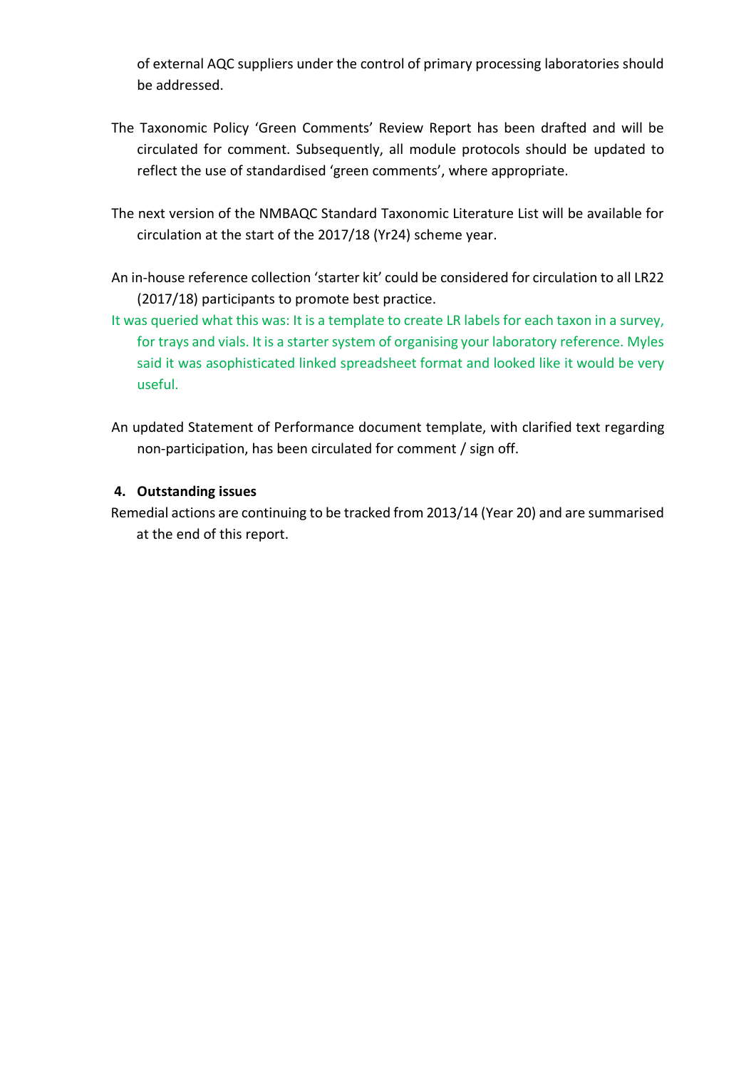of external AQC suppliers under the control of primary processing laboratories should be addressed.

The Taxonomic Policy 'Green Comments' Review Report has been drafted and will be circulated for comment. Subsequently, all module protocols should be updated to reflect the use of standardised 'green comments', where appropriate.

The next version of the NMBAQC Standard Taxonomic Literature List will be available for circulation at the start of the 2017/18 (Yr24) scheme year.

An in-house reference collection 'starter kit' could be considered for circulation to all LR22 (2017/18) participants to promote best practice.

It was queried what this was: It is a template to create LR labels for each taxon in a survey, for trays and vials. It is a starter system of organising your laboratory reference. Myles said it was asophisticated linked spreadsheet format and looked like it would be very useful.

An updated Statement of Performance document template, with clarified text regarding non-participation, has been circulated for comment / sign off.

## 4. Outstanding issues

Remedial actions are continuing to be tracked from 2013/14 (Year 20) and are summarised at the end of this report.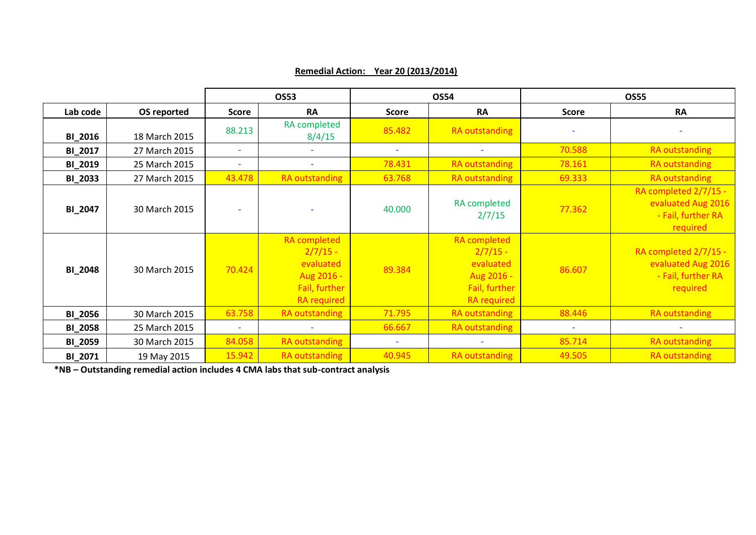**Remedial Action: Year 20 (2013/2014)**

| | | OS53 | | OS54 | | OS55 | |
|---|---|---|---|---|---|---|---|
| Lab code | OS reported | Score | RA | Score | RA | Score | RA |
| BI_2016 | 18 March 2015 | 88.213 | RA completed 8/4/15 | 85.482 | RA outstanding | - | - |
| BI_2017 | 27 March 2015 | - | - | - | - | 70.588 | RA outstanding |
| BI_2019 | 25 March 2015 | - | - | 78.431 | RA outstanding | 78.161 | RA outstanding |
| BI_2033 | 27 March 2015 | 43.478 | RA outstanding | 63.768 | RA outstanding | 69.333 | RA outstanding |
| BI_2047 | 30 March 2015 | - | - | 40.000 | RA completed 2/7/15 | 77.362 | RA completed 2/7/15 - evaluated Aug 2016 - Fail, further RA required |
| BI_2048 | 30 March 2015 | 70.424 | RA completed 2/7/15 - evaluated Aug 2016 - Fail, further RA required | 89.384 | RA completed 2/7/15 - evaluated Aug 2016 - Fail, further RA required | 86.607 | RA completed 2/7/15 - evaluated Aug 2016 - Fail, further RA required |
| BI_2056 | 30 March 2015 | 63.758 | RA outstanding | 71.795 | RA outstanding | 88.446 | RA outstanding |
| BI_2058 | 25 March 2015 | - | - | 66.667 | RA outstanding | - | - |
| BI_2059 | 30 March 2015 | 84.058 | RA outstanding | - | - | 85.714 | RA outstanding |
| BI_2071 | 19 May 2015 | 15.942 | RA outstanding | 40.945 | RA outstanding | 49.505 | RA outstanding |

**\*NB – Outstanding remedial action includes 4 CMA labs that sub-contract analysis**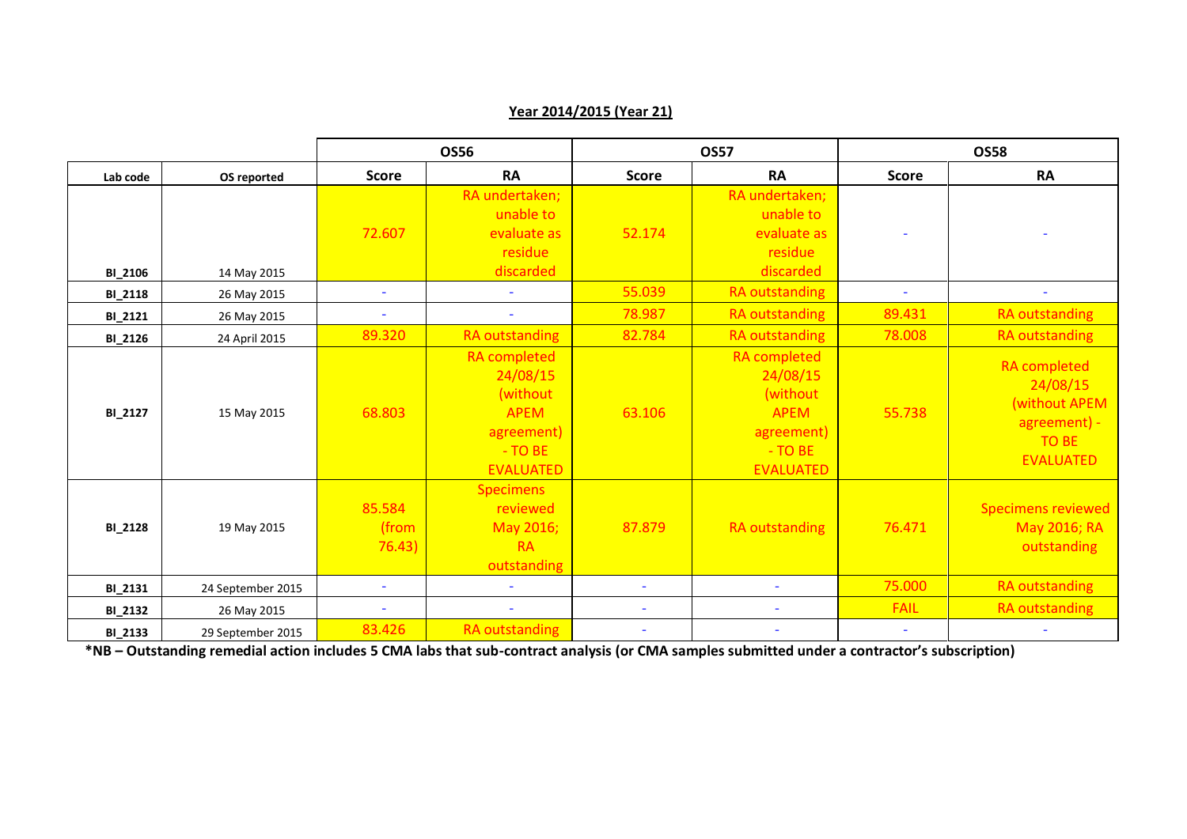**Year 2014/2015 (Year 21)**

| | | OS56 | | OS57 | | OS58 | |
|---|---|---|---|---|---|---|---|
| Lab code | OS reported | Score | RA | Score | RA | Score | RA |
| BI_2106 | 14 May 2015 | 72.607 | RA undertaken; unable to evaluate as residue discarded | 52.174 | RA undertaken; unable to evaluate as residue discarded | - | - |
| BI_2118 | 26 May 2015 | - | - | 55.039 | RA outstanding | - | - |
| BI_2121 | 26 May 2015 | - | - | 78.987 | RA outstanding | 89.431 | RA outstanding |
| BI_2126 | 24 April 2015 | 89.320 | RA outstanding | 82.784 | RA outstanding | 78.008 | RA outstanding |
| BI_2127 | 15 May 2015 | 68.803 | RA completed 24/08/15 (without APEM agreement) - TO BE EVALUATED | 63.106 | RA completed 24/08/15 (without APEM agreement) - TO BE EVALUATED | 55.738 | RA completed 24/08/15 (without APEM agreement) - TO BE EVALUATED |
| BI_2128 | 19 May 2015 | 85.584 (from 76.43) | Specimens reviewed May 2016; RA outstanding | 87.879 | RA outstanding | 76.471 | Specimens reviewed May 2016; RA outstanding |
| BI_2131 | 24 September 2015 | - | - | - | - | 75.000 | RA outstanding |
| BI_2132 | 26 May 2015 | - | - | - | - | FAIL | RA outstanding |
| BI_2133 | 29 September 2015 | 83.426 | RA outstanding | - | - | - | - |

**\*NB – Outstanding remedial action includes 5 CMA labs that sub-contract analysis (or CMA samples submitted under a contractor's subscription)**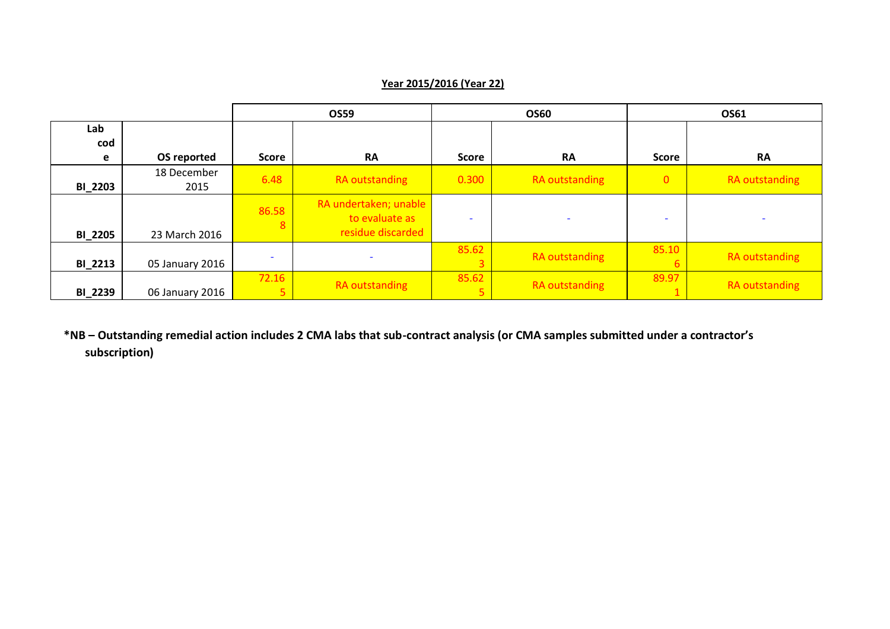**Year 2015/2016 (Year 22)**

| | | OS59 | | OS60 | | OS61 | |
|---|---|---|---|---|---|---|---|
| Lab code | OS reported | Score | RA | Score | RA | Score | RA |
| BI_2203 | 18 December 2015 | 6.48 | RA outstanding | 0.300 | RA outstanding | 0 | RA outstanding |
| BI_2205 | 23 March 2016 | 86.588 | RA undertaken; unable to evaluate as residue discarded | - | - | - | - |
| BI_2213 | 05 January 2016 | - | - | 85.623 | RA outstanding | 85.106 | RA outstanding |
| BI_2239 | 06 January 2016 | 72.165 | RA outstanding | 85.625 | RA outstanding | 89.971 | RA outstanding |

**\*NB – Outstanding remedial action includes 2 CMA labs that sub-contract analysis (or CMA samples submitted under a contractor's subscription)**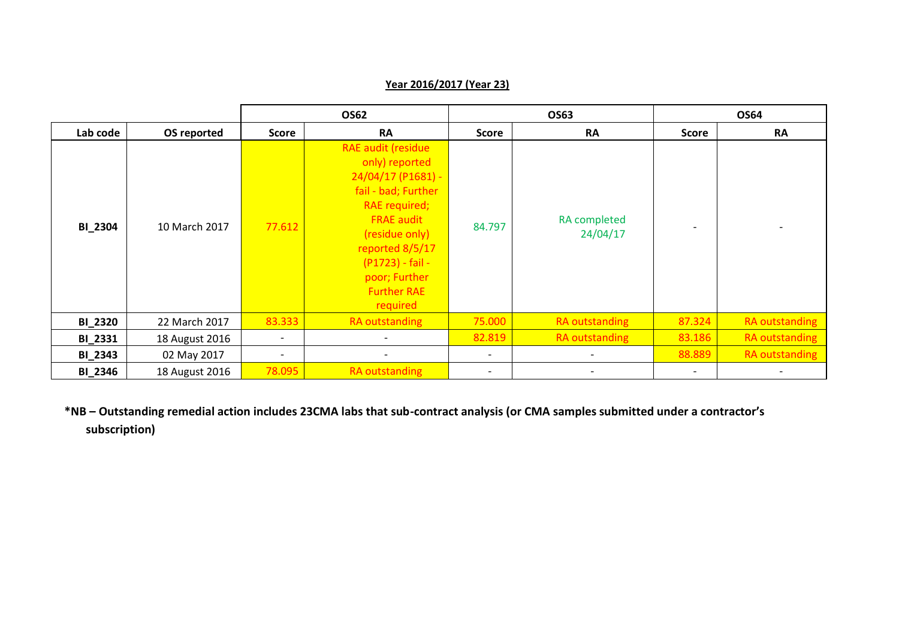**Year 2016/2017 (Year 23)**

| | | OS62 | | OS63 | | OS64 | |
|---|---|---|---|---|---|---|---|
| **Lab code** | **OS reported** | **Score** | **RA** | **Score** | **RA** | **Score** | **RA** |
| **BI_2304** | 10 March 2017 | 77.612 | RAE audit (residue only) reported 24/04/17 (P1681) - fail - bad; Further RAE required; FRAE audit (residue only) reported 8/5/17 (P1723) - fail - poor; Further Further RAE required | 84.797 | RA completed 24/04/17 | - | - |
| **BI_2320** | 22 March 2017 | 83.333 | RA outstanding | 75.000 | RA outstanding | 87.324 | RA outstanding |
| **BI_2331** | 18 August 2016 | - | - | 82.819 | RA outstanding | 83.186 | RA outstanding |
| **BI_2343** | 02 May 2017 | - | - | - | - | 88.889 | RA outstanding |
| **BI_2346** | 18 August 2016 | 78.095 | RA outstanding | - | - | - | - |

**\*NB – Outstanding remedial action includes 23CMA labs that sub-contract analysis (or CMA samples submitted under a contractor's subscription)**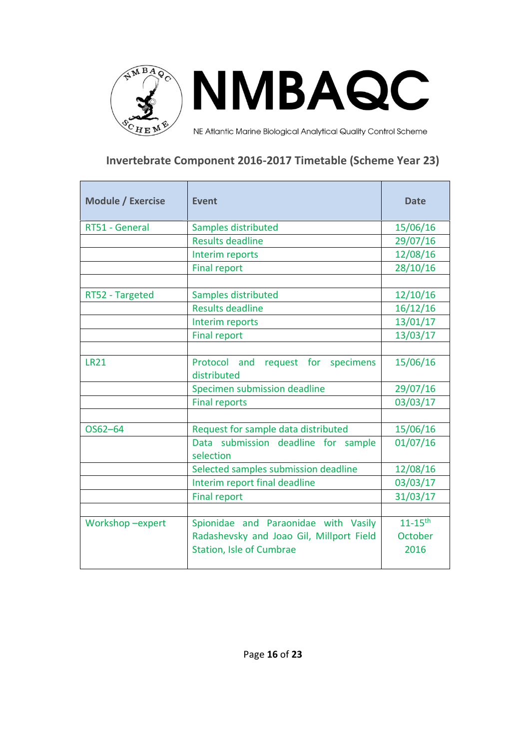NMBAQC

NE Atlantic Marine Biological Analytical Quality Control Scheme

## Invertebrate Component 2016-2017 Timetable (Scheme Year 23)

| Module / Exercise | Event | Date |
|---|---|---|
| RT51 - General | Samples distributed | 15/06/16 |
| | Results deadline | 29/07/16 |
| | Interim reports | 12/08/16 |
| | Final report | 28/10/16 |
| | | |
| RT52 - Targeted | Samples distributed | 12/10/16 |
| | Results deadline | 16/12/16 |
| | Interim reports | 13/01/17 |
| | Final report | 13/03/17 |
| | | |
| LR21 | Protocol and request for specimens distributed | 15/06/16 |
| | Specimen submission deadline | 29/07/16 |
| | Final reports | 03/03/17 |
| | | |
| OS62–64 | Request for sample data distributed | 15/06/16 |
| | Data submission deadline for sample selection | 01/07/16 |
| | Selected samples submission deadline | 12/08/16 |
| | Interim report final deadline | 03/03/17 |
| | Final report | 31/03/17 |
| | | |
| Workshop –expert | Spionidae and Paraonidae with Vasily Radashevsky and Joao Gil, Millport Field Station, Isle of Cumbrae | 11-15th October 2016 |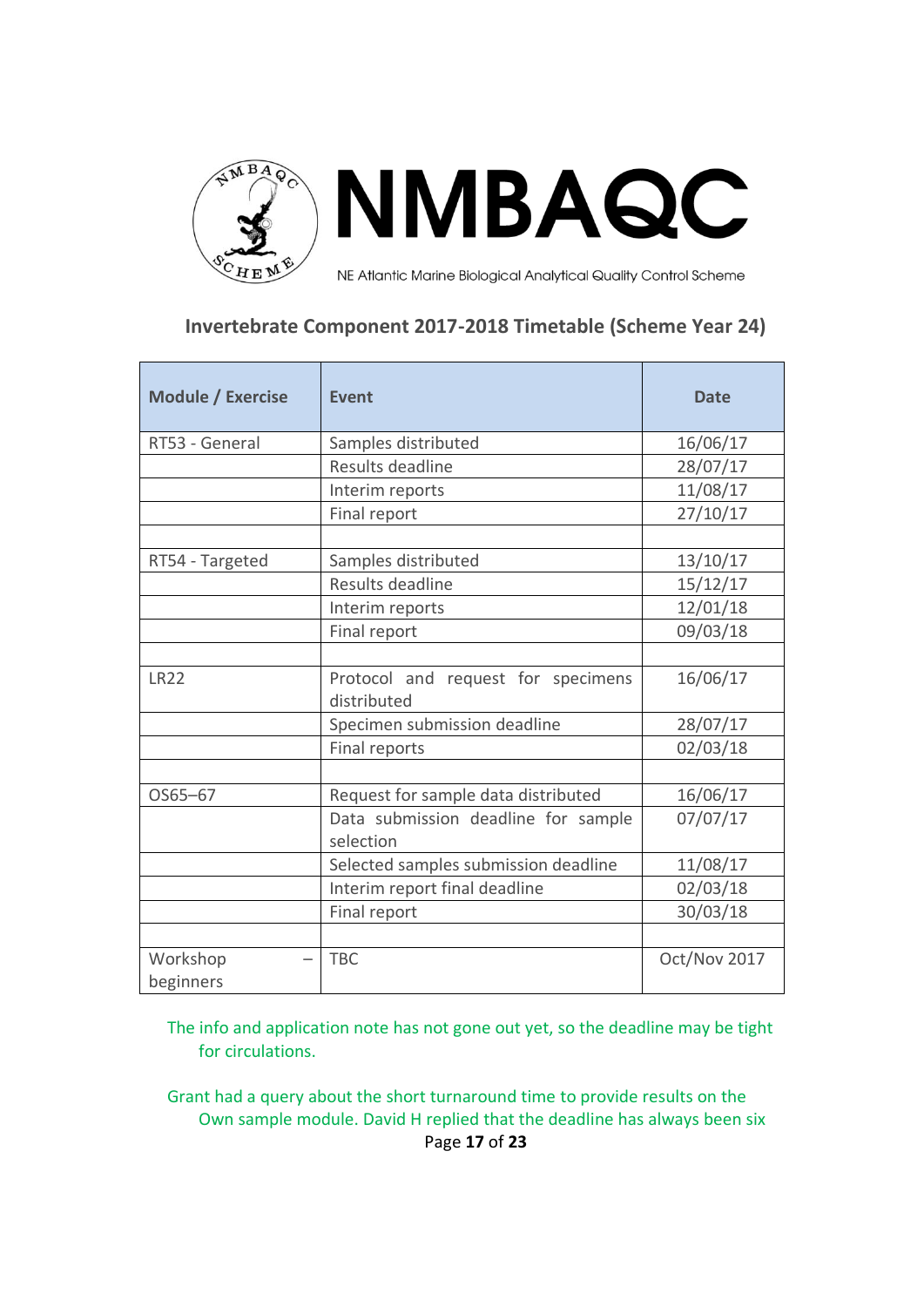# NMBAQC

NE Atlantic Marine Biological Analytical Quality Control Scheme

## Invertebrate Component 2017-2018 Timetable (Scheme Year 24)

| Module / Exercise | Event | Date |
|---|---|---|
| RT53 - General | Samples distributed | 16/06/17 |
| | Results deadline | 28/07/17 |
| | Interim reports | 11/08/17 |
| | Final report | 27/10/17 |
| | | |
| RT54 - Targeted | Samples distributed | 13/10/17 |
| | Results deadline | 15/12/17 |
| | Interim reports | 12/01/18 |
| | Final report | 09/03/18 |
| | | |
| LR22 | Protocol and request for specimens distributed | 16/06/17 |
| | Specimen submission deadline | 28/07/17 |
| | Final reports | 02/03/18 |
| | | |
| OS65–67 | Request for sample data distributed | 16/06/17 |
| | Data submission deadline for sample selection | 07/07/17 |
| | Selected samples submission deadline | 11/08/17 |
| | Interim report final deadline | 02/03/18 |
| | Final report | 30/03/18 |
| | | |
| Workshop – beginners | TBC | Oct/Nov 2017 |

The info and application note has not gone out yet, so the deadline may be tight for circulations.

Grant had a query about the short turnaround time to provide results on the Own sample module. David H replied that the deadline has always been six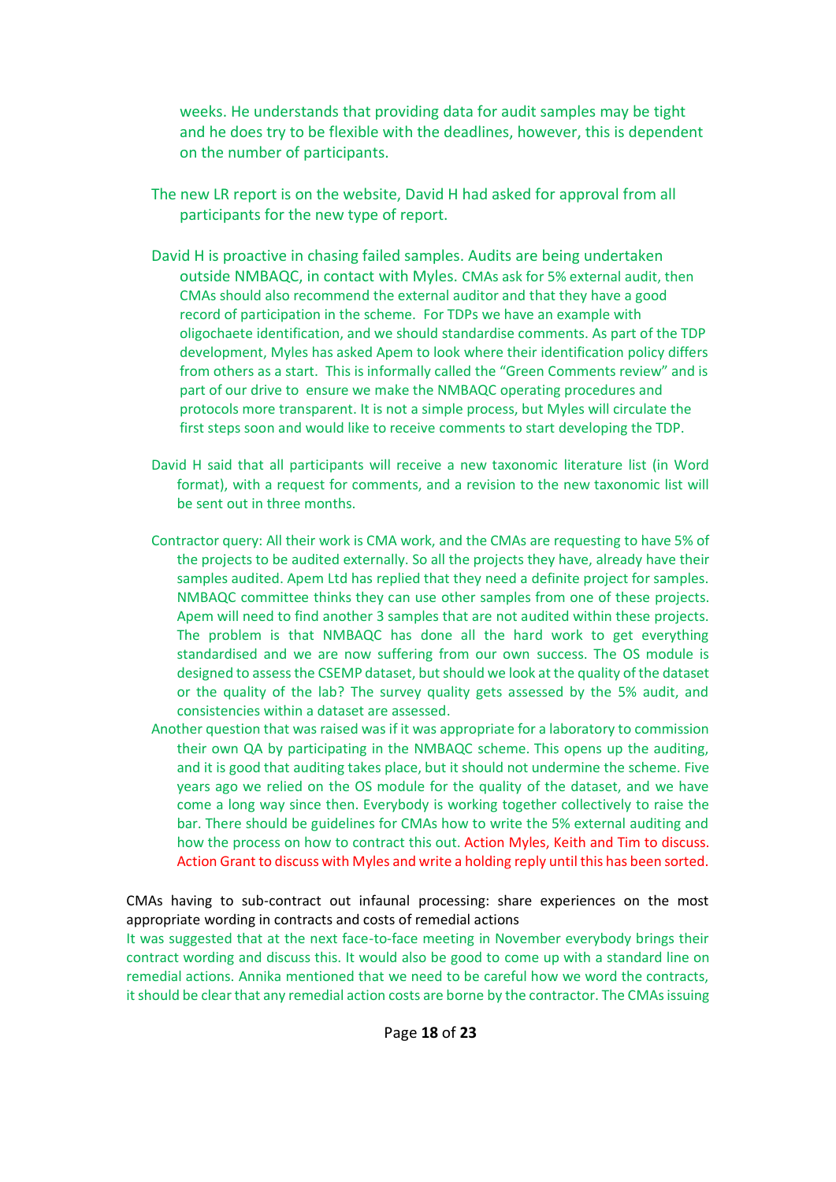weeks. He understands that providing data for audit samples may be tight and he does try to be flexible with the deadlines, however, this is dependent on the number of participants.

The new LR report is on the website, David H had asked for approval from all participants for the new type of report.

David H is proactive in chasing failed samples. Audits are being undertaken outside NMBAQC, in contact with Myles. CMAs ask for 5% external audit, then CMAs should also recommend the external auditor and that they have a good record of participation in the scheme. For TDPs we have an example with oligochaete identification, and we should standardise comments. As part of the TDP development, Myles has asked Apem to look where their identification policy differs from others as a start. This is informally called the "Green Comments review" and is part of our drive to ensure we make the NMBAQC operating procedures and protocols more transparent. It is not a simple process, but Myles will circulate the first steps soon and would like to receive comments to start developing the TDP.

David H said that all participants will receive a new taxonomic literature list (in Word format), with a request for comments, and a revision to the new taxonomic list will be sent out in three months.

Contractor query: All their work is CMA work, and the CMAs are requesting to have 5% of the projects to be audited externally. So all the projects they have, already have their samples audited. Apem Ltd has replied that they need a definite project for samples. NMBAQC committee thinks they can use other samples from one of these projects. Apem will need to find another 3 samples that are not audited within these projects. The problem is that NMBAQC has done all the hard work to get everything standardised and we are now suffering from our own success. The OS module is designed to assess the CSEMP dataset, but should we look at the quality of the dataset or the quality of the lab? The survey quality gets assessed by the 5% audit, and consistencies within a dataset are assessed.

Another question that was raised was if it was appropriate for a laboratory to commission their own QA by participating in the NMBAQC scheme. This opens up the auditing, and it is good that auditing takes place, but it should not undermine the scheme. Five years ago we relied on the OS module for the quality of the dataset, and we have come a long way since then. Everybody is working together collectively to raise the bar. There should be guidelines for CMAs how to write the 5% external auditing and how the process on how to contract this out. Action Myles, Keith and Tim to discuss. Action Grant to discuss with Myles and write a holding reply until this has been sorted.

CMAs having to sub-contract out infaunal processing: share experiences on the most appropriate wording in contracts and costs of remedial actions

It was suggested that at the next face-to-face meeting in November everybody brings their contract wording and discuss this. It would also be good to come up with a standard line on remedial actions. Annika mentioned that we need to be careful how we word the contracts, it should be clear that any remedial action costs are borne by the contractor. The CMAs issuing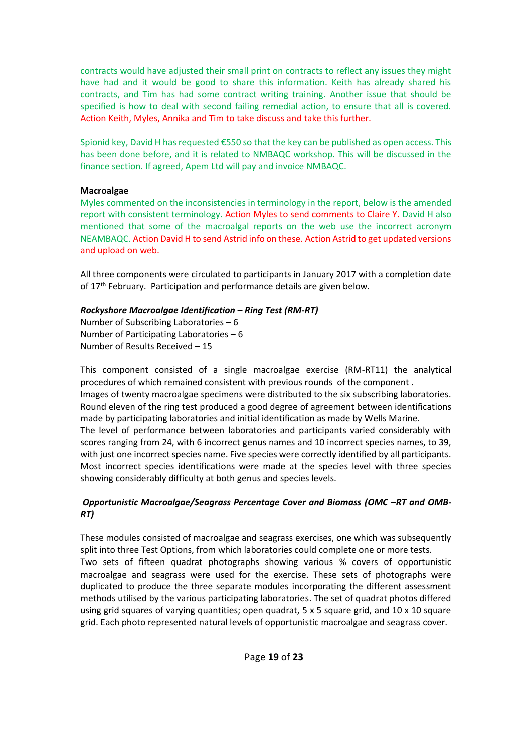contracts would have adjusted their small print on contracts to reflect any issues they might have had and it would be good to share this information. Keith has already shared his contracts, and Tim has had some contract writing training. Another issue that should be specified is how to deal with second failing remedial action, to ensure that all is covered. Action Keith, Myles, Annika and Tim to take discuss and take this further.

Spionid key, David H has requested €550 so that the key can be published as open access. This has been done before, and it is related to NMBAQC workshop. This will be discussed in the finance section. If agreed, Apem Ltd will pay and invoice NMBAQC.

**Macroalgae**

Myles commented on the inconsistencies in terminology in the report, below is the amended report with consistent terminology. Action Myles to send comments to Claire Y. David H also mentioned that some of the macroalgal reports on the web use the incorrect acronym NEAMBAQC. Action David H to send Astrid info on these. Action Astrid to get updated versions and upload on web.

All three components were circulated to participants in January 2017 with a completion date of 17th February. Participation and performance details are given below.

***Rockyshore Macroalgae Identification – Ring Test (RM-RT)***

Number of Subscribing Laboratories – 6
Number of Participating Laboratories – 6
Number of Results Received – 15

This component consisted of a single macroalgae exercise (RM-RT11) the analytical procedures of which remained consistent with previous rounds of the component .
Images of twenty macroalgae specimens were distributed to the six subscribing laboratories. Round eleven of the ring test produced a good degree of agreement between identifications made by participating laboratories and initial identification as made by Wells Marine.
The level of performance between laboratories and participants varied considerably with scores ranging from 24, with 6 incorrect genus names and 10 incorrect species names, to 39, with just one incorrect species name. Five species were correctly identified by all participants. Most incorrect species identifications were made at the species level with three species showing considerably difficulty at both genus and species levels.

***Opportunistic Macroalgae/Seagrass Percentage Cover and Biomass (OMC –RT and OMB-RT)***

These modules consisted of macroalgae and seagrass exercises, one which was subsequently split into three Test Options, from which laboratories could complete one or more tests.
Two sets of fifteen quadrat photographs showing various % covers of opportunistic macroalgae and seagrass were used for the exercise. These sets of photographs were duplicated to produce the three separate modules incorporating the different assessment methods utilised by the various participating laboratories. The set of quadrat photos differed using grid squares of varying quantities; open quadrat, 5 x 5 square grid, and 10 x 10 square grid. Each photo represented natural levels of opportunistic macroalgae and seagrass cover.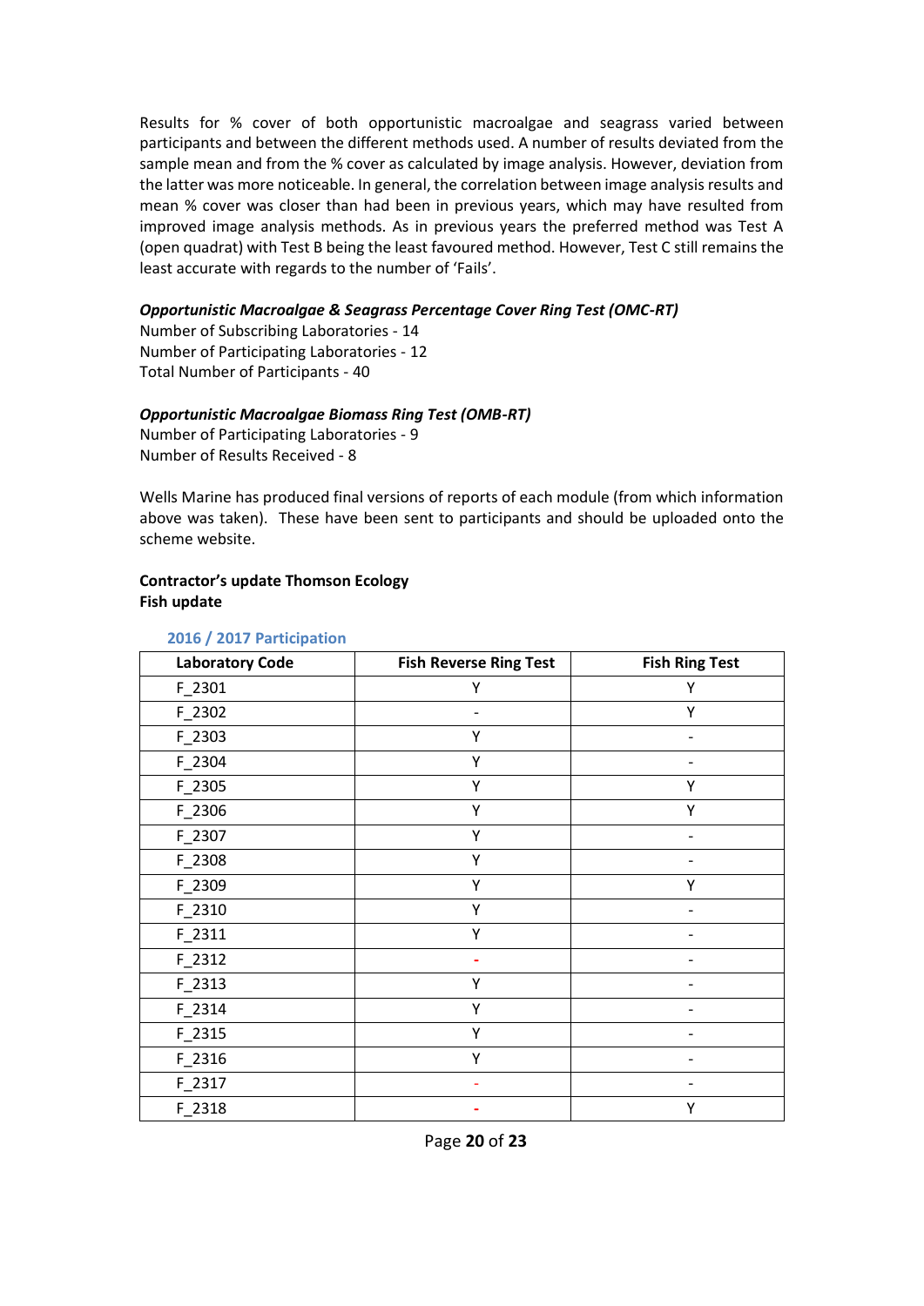Results for % cover of both opportunistic macroalgae and seagrass varied between participants and between the different methods used. A number of results deviated from the sample mean and from the % cover as calculated by image analysis. However, deviation from the latter was more noticeable. In general, the correlation between image analysis results and mean % cover was closer than had been in previous years, which may have resulted from improved image analysis methods. As in previous years the preferred method was Test A (open quadrat) with Test B being the least favoured method. However, Test C still remains the least accurate with regards to the number of 'Fails'.

***Opportunistic Macroalgae & Seagrass Percentage Cover Ring Test (OMC-RT)***
Number of Subscribing Laboratories - 14
Number of Participating Laboratories - 12
Total Number of Participants - 40

***Opportunistic Macroalgae Biomass Ring Test (OMB-RT)***
Number of Participating Laboratories - 9
Number of Results Received - 8

Wells Marine has produced final versions of reports of each module (from which information above was taken). These have been sent to participants and should be uploaded onto the scheme website.

**Contractor's update Thomson Ecology**
**Fish update**

### 2016 / 2017 Participation

| Laboratory Code | Fish Reverse Ring Test | Fish Ring Test |
|---|---|---|
| F_2301 | Y | Y |
| F_2302 | - | Y |
| F_2303 | Y | - |
| F_2304 | Y | - |
| F_2305 | Y | Y |
| F_2306 | Y | Y |
| F_2307 | Y | - |
| F_2308 | Y | - |
| F_2309 | Y | Y |
| F_2310 | Y | - |
| F_2311 | Y | - |
| F_2312 | - | - |
| F_2313 | Y | - |
| F_2314 | Y | - |
| F_2315 | Y | - |
| F_2316 | Y | - |
| F_2317 | - | - |
| F_2318 | - | Y |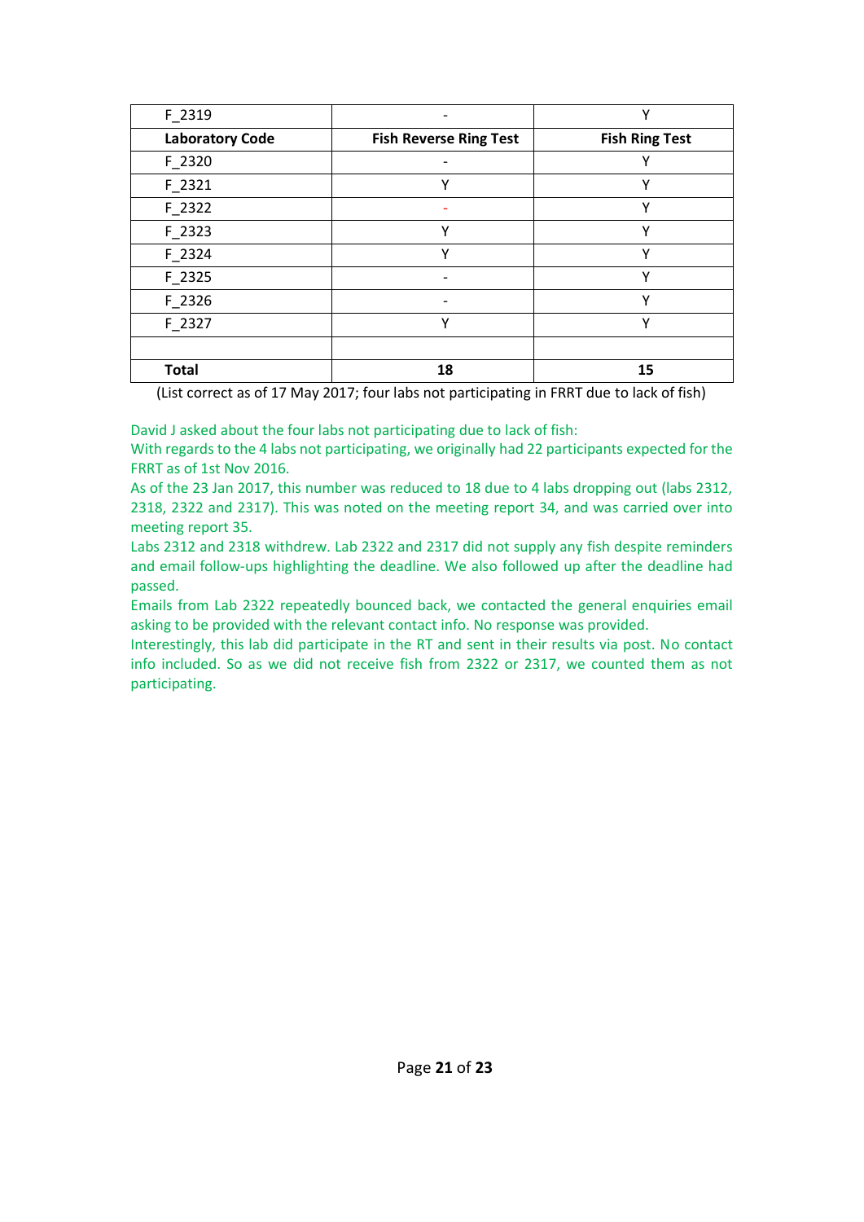| Laboratory Code | Fish Reverse Ring Test | Fish Ring Test |
|---|---|---|
| F_2319 | - | Y |
| F_2320 | - | Y |
| F_2321 | Y | Y |
| F_2322 | - | Y |
| F_2323 | Y | Y |
| F_2324 | Y | Y |
| F_2325 | - | Y |
| F_2326 | - | Y |
| F_2327 | Y | Y |
| | | |
| **Total** | **18** | **15** |

(List correct as of 17 May 2017; four labs not participating in FRRT due to lack of fish)

David J asked about the four labs not participating due to lack of fish:
With regards to the 4 labs not participating, we originally had 22 participants expected for the FRRT as of 1st Nov 2016.
As of the 23 Jan 2017, this number was reduced to 18 due to 4 labs dropping out (labs 2312, 2318, 2322 and 2317). This was noted on the meeting report 34, and was carried over into meeting report 35.
Labs 2312 and 2318 withdrew. Lab 2322 and 2317 did not supply any fish despite reminders and email follow-ups highlighting the deadline. We also followed up after the deadline had passed.
Emails from Lab 2322 repeatedly bounced back, we contacted the general enquiries email asking to be provided with the relevant contact info. No response was provided.
Interestingly, this lab did participate in the RT and sent in their results via post. No contact info included. So as we did not receive fish from 2322 or 2317, we counted them as not participating.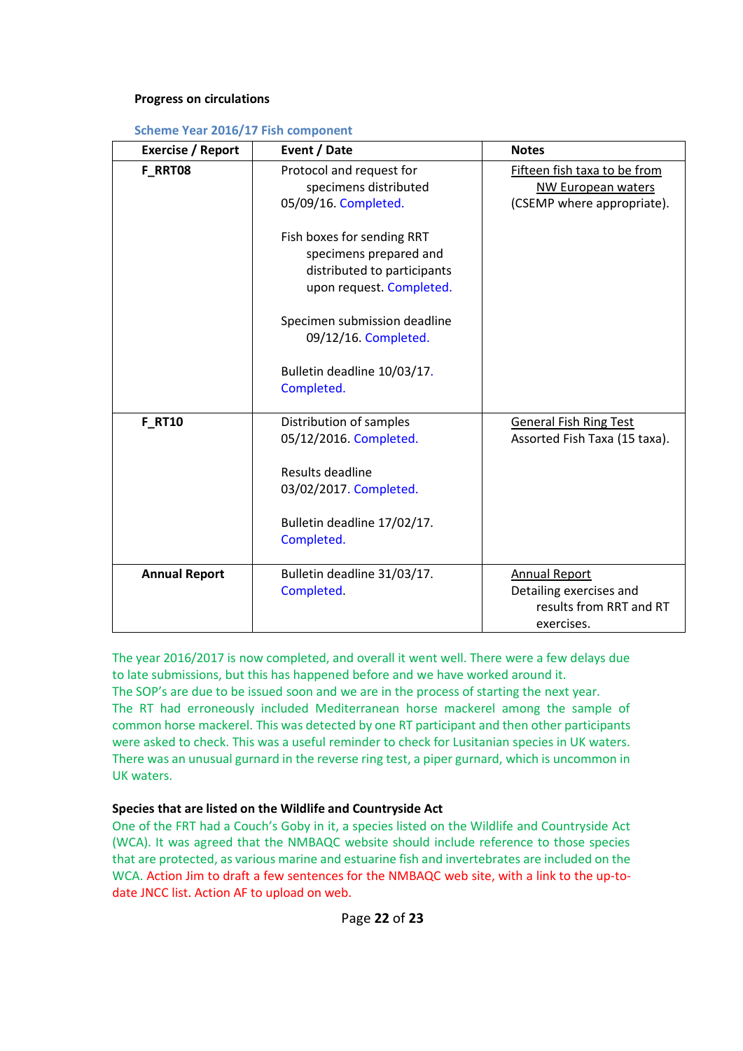**Progress on circulations**

**Scheme Year 2016/17 Fish component**

| Exercise / Report | Event / Date | Notes |
|---|---|---|
| **F_RRT08** | Protocol and request for specimens distributed 05/09/16. Completed.<br><br>Fish boxes for sending RRT specimens prepared and distributed to participants upon request. Completed.<br><br>Specimen submission deadline 09/12/16. Completed.<br><br>Bulletin deadline 10/03/17. Completed. | Fifteen fish taxa to be from NW European waters (CSEMP where appropriate). |
| **F_RT10** | Distribution of samples 05/12/2016. Completed.<br><br>Results deadline 03/02/2017. Completed.<br><br>Bulletin deadline 17/02/17. Completed. | General Fish Ring Test Assorted Fish Taxa (15 taxa). |
| **Annual Report** | Bulletin deadline 31/03/17. Completed. | Annual Report Detailing exercises and results from RRT and RT exercises. |

The year 2016/2017 is now completed, and overall it went well. There were a few delays due to late submissions, but this has happened before and we have worked around it.
The SOP's are due to be issued soon and we are in the process of starting the next year.
The RT had erroneously included Mediterranean horse mackerel among the sample of common horse mackerel. This was detected by one RT participant and then other participants were asked to check. This was a useful reminder to check for Lusitanian species in UK waters. There was an unusual gurnard in the reverse ring test, a piper gurnard, which is uncommon in UK waters.

**Species that are listed on the Wildlife and Countryside Act**

One of the FRT had a Couch's Goby in it, a species listed on the Wildlife and Countryside Act (WCA). It was agreed that the NMBAQC website should include reference to those species that are protected, as various marine and estuarine fish and invertebrates are included on the WCA. Action Jim to draft a few sentences for the NMBAQC web site, with a link to the up-to-date JNCC list. Action AF to upload on web.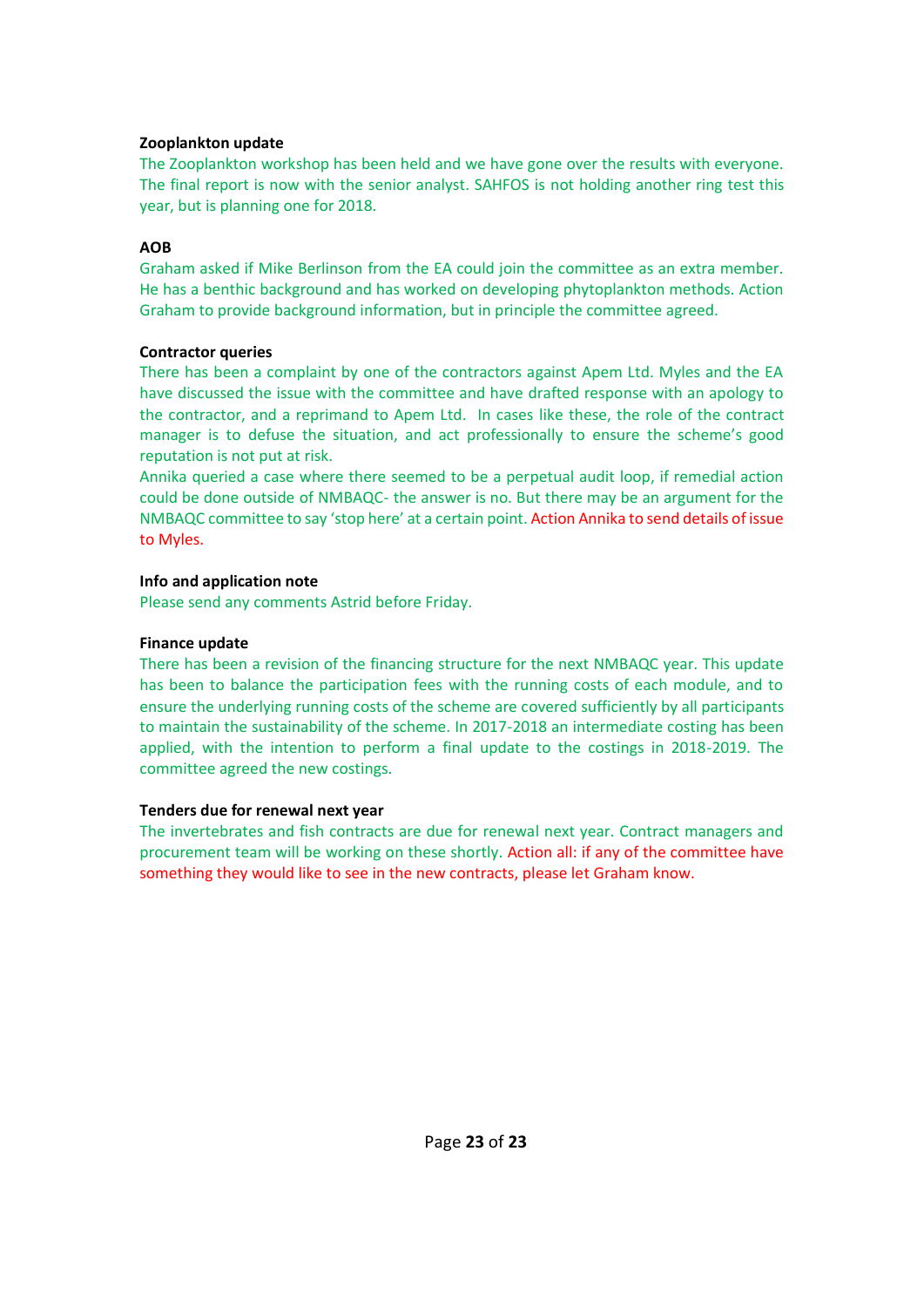**Zooplankton update**

The Zooplankton workshop has been held and we have gone over the results with everyone. The final report is now with the senior analyst. SAHFOS is not holding another ring test this year, but is planning one for 2018.

**AOB**

Graham asked if Mike Berlinson from the EA could join the committee as an extra member. He has a benthic background and has worked on developing phytoplankton methods. Action Graham to provide background information, but in principle the committee agreed.

**Contractor queries**

There has been a complaint by one of the contractors against Apem Ltd. Myles and the EA have discussed the issue with the committee and have drafted response with an apology to the contractor, and a reprimand to Apem Ltd. In cases like these, the role of the contract manager is to defuse the situation, and act professionally to ensure the scheme's good reputation is not put at risk.

Annika queried a case where there seemed to be a perpetual audit loop, if remedial action could be done outside of NMBAQC- the answer is no. But there may be an argument for the NMBAQC committee to say 'stop here' at a certain point. Action Annika to send details of issue to Myles.

**Info and application note**

Please send any comments Astrid before Friday.

**Finance update**

There has been a revision of the financing structure for the next NMBAQC year. This update has been to balance the participation fees with the running costs of each module, and to ensure the underlying running costs of the scheme are covered sufficiently by all participants to maintain the sustainability of the scheme. In 2017-2018 an intermediate costing has been applied, with the intention to perform a final update to the costings in 2018-2019. The committee agreed the new costings.

**Tenders due for renewal next year**

The invertebrates and fish contracts are due for renewal next year. Contract managers and procurement team will be working on these shortly. Action all: if any of the committee have something they would like to see in the new contracts, please let Graham know.